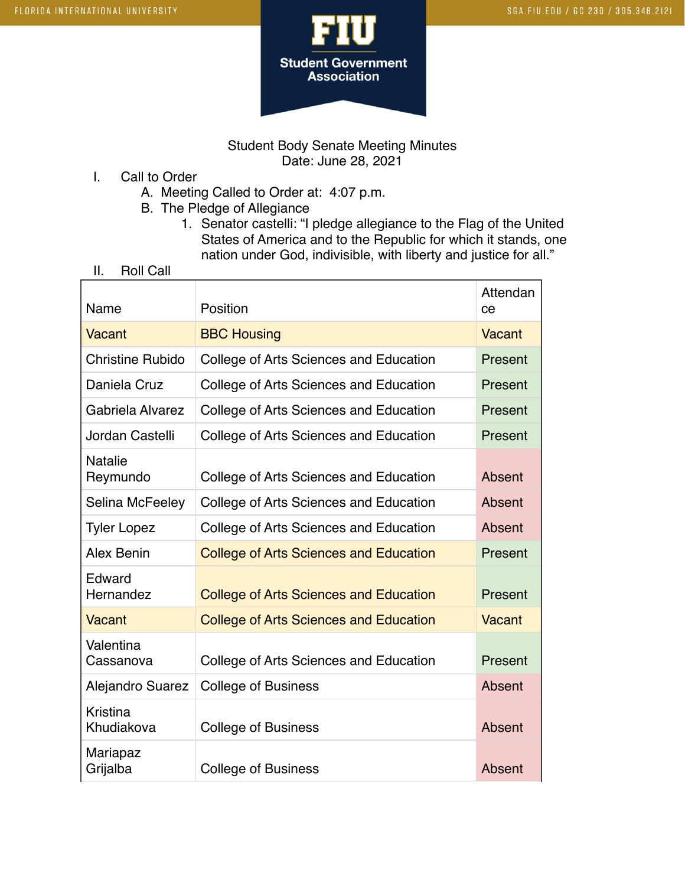Student Body Senate Meeting Minutes
Date: June 28, 2021

I. Call to Order
   A. Meeting Called to Order at: 4:07 p.m.
   B. The Pledge of Allegiance
      1. Senator castelli: "I pledge allegiance to the Flag of the United States of America and to the Republic for which it stands, one nation under God, indivisible, with liberty and justice for all."

II. Roll Call

| Name | Position | Attendance |
|---|---|---|
| Vacant | BBC Housing | Vacant |
| Christine Rubido | College of Arts Sciences and Education | Present |
| Daniela Cruz | College of Arts Sciences and Education | Present |
| Gabriela Alvarez | College of Arts Sciences and Education | Present |
| Jordan Castelli | College of Arts Sciences and Education | Present |
| Natalie Reymundo | College of Arts Sciences and Education | Absent |
| Selina McFeeley | College of Arts Sciences and Education | Absent |
| Tyler Lopez | College of Arts Sciences and Education | Absent |
| Alex Benin | College of Arts Sciences and Education | Present |
| Edward Hernandez | College of Arts Sciences and Education | Present |
| Vacant | College of Arts Sciences and Education | Vacant |
| Valentina Cassanova | College of Arts Sciences and Education | Present |
| Alejandro Suarez | College of Business | Absent |
| Kristina Khudiakova | College of Business | Absent |
| Mariapaz Grijalba | College of Business | Absent |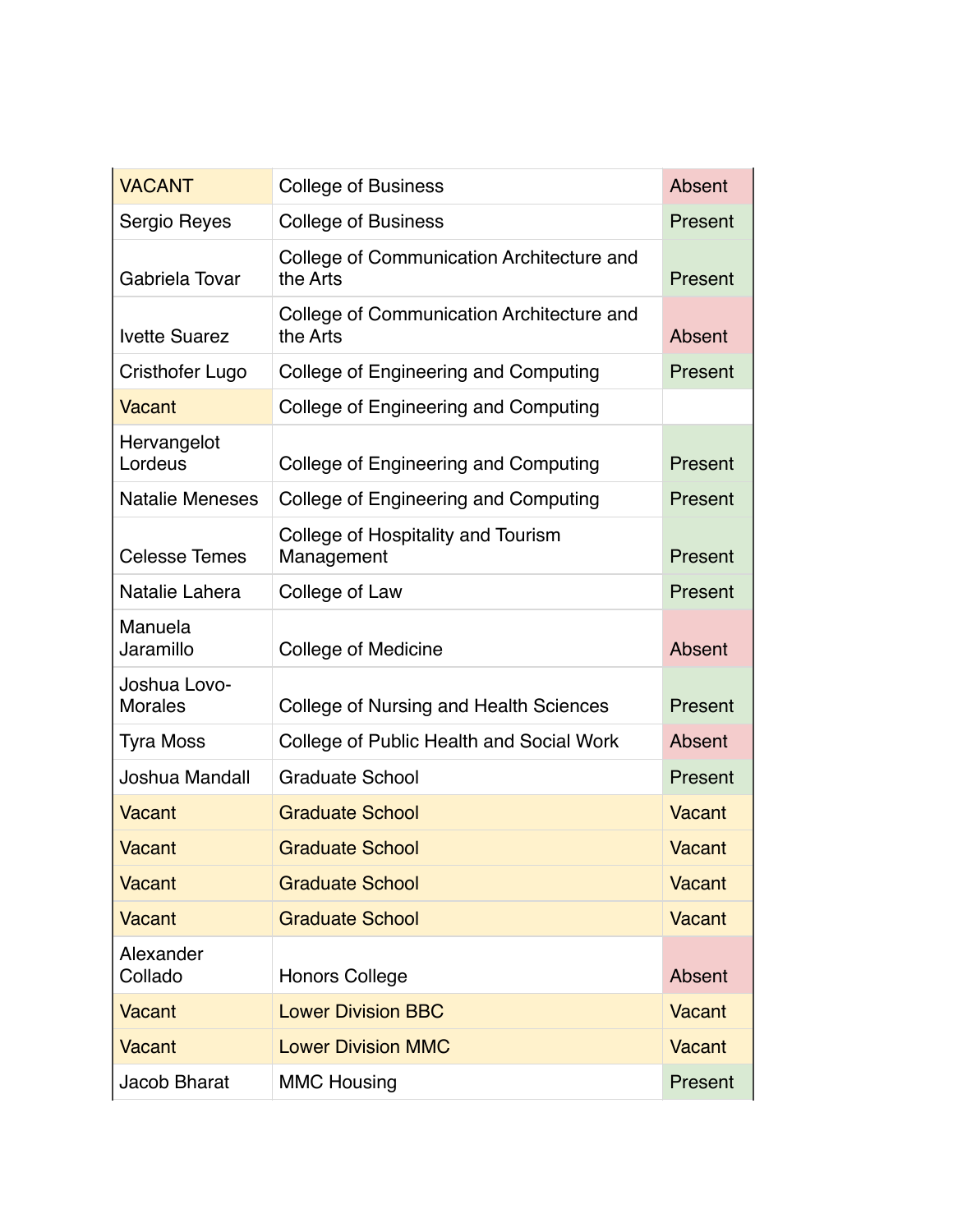| | | |
|---|---|---|
| VACANT | College of Business | Absent |
| Sergio Reyes | College of Business | Present |
| Gabriela Tovar | College of Communication Architecture and the Arts | Present |
| Ivette Suarez | College of Communication Architecture and the Arts | Absent |
| Cristhofer Lugo | College of Engineering and Computing | Present |
| Vacant | College of Engineering and Computing | |
| Hervangelot Lordeus | College of Engineering and Computing | Present |
| Natalie Meneses | College of Engineering and Computing | Present |
| Celesse Temes | College of Hospitality and Tourism Management | Present |
| Natalie Lahera | College of Law | Present |
| Manuela Jaramillo | College of Medicine | Absent |
| Joshua Lovo-Morales | College of Nursing and Health Sciences | Present |
| Tyra Moss | College of Public Health and Social Work | Absent |
| Joshua Mandall | Graduate School | Present |
| Vacant | Graduate School | Vacant |
| Vacant | Graduate School | Vacant |
| Vacant | Graduate School | Vacant |
| Vacant | Graduate School | Vacant |
| Alexander Collado | Honors College | Absent |
| Vacant | Lower Division BBC | Vacant |
| Vacant | Lower Division MMC | Vacant |
| Jacob Bharat | MMC Housing | Present |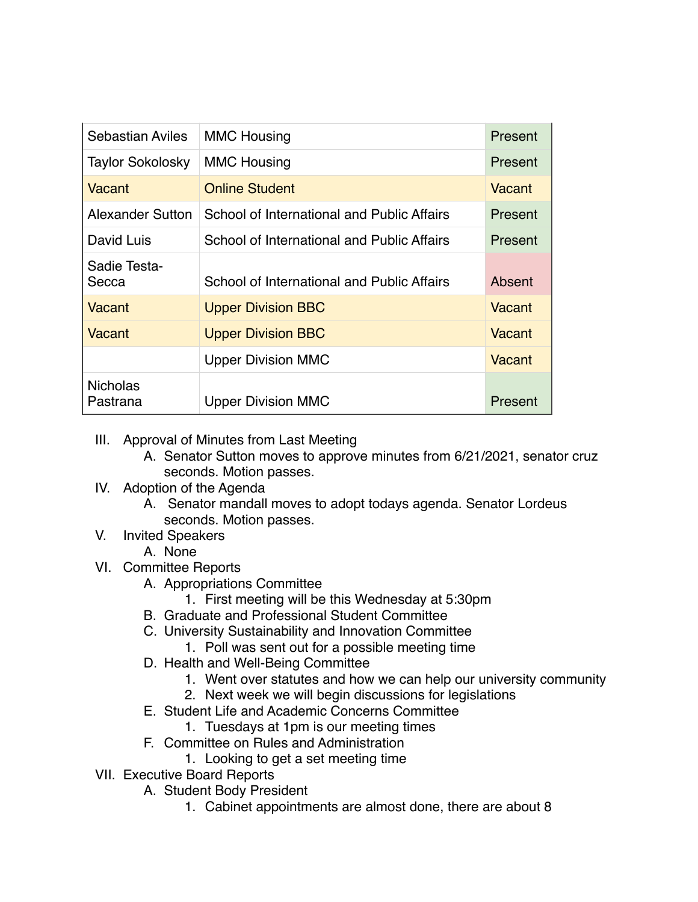| | | |
|---|---|---|
| Sebastian Aviles | MMC Housing | Present |
| Taylor Sokolosky | MMC Housing | Present |
| Vacant | Online Student | Vacant |
| Alexander Sutton | School of International and Public Affairs | Present |
| David Luis | School of International and Public Affairs | Present |
| Sadie Testa-Secca | School of International and Public Affairs | Absent |
| Vacant | Upper Division BBC | Vacant |
| Vacant | Upper Division BBC | Vacant |
| | Upper Division MMC | Vacant |
| Nicholas Pastrana | Upper Division MMC | Present |

III. Approval of Minutes from Last Meeting
   A. Senator Sutton moves to approve minutes from 6/21/2021, senator cruz seconds. Motion passes.

IV. Adoption of the Agenda
   A. Senator mandall moves to adopt todays agenda. Senator Lordeus seconds. Motion passes.

V. Invited Speakers
   A. None

VI. Committee Reports
   A. Appropriations Committee
      1. First meeting will be this Wednesday at 5:30pm
   B. Graduate and Professional Student Committee
   C. University Sustainability and Innovation Committee
      1. Poll was sent out for a possible meeting time
   D. Health and Well-Being Committee
      1. Went over statutes and how we can help our university community
      2. Next week we will begin discussions for legislations
   E. Student Life and Academic Concerns Committee
      1. Tuesdays at 1pm is our meeting times
   F. Committee on Rules and Administration
      1. Looking to get a set meeting time

VII. Executive Board Reports
   A. Student Body President
      1. Cabinet appointments are almost done, there are about 8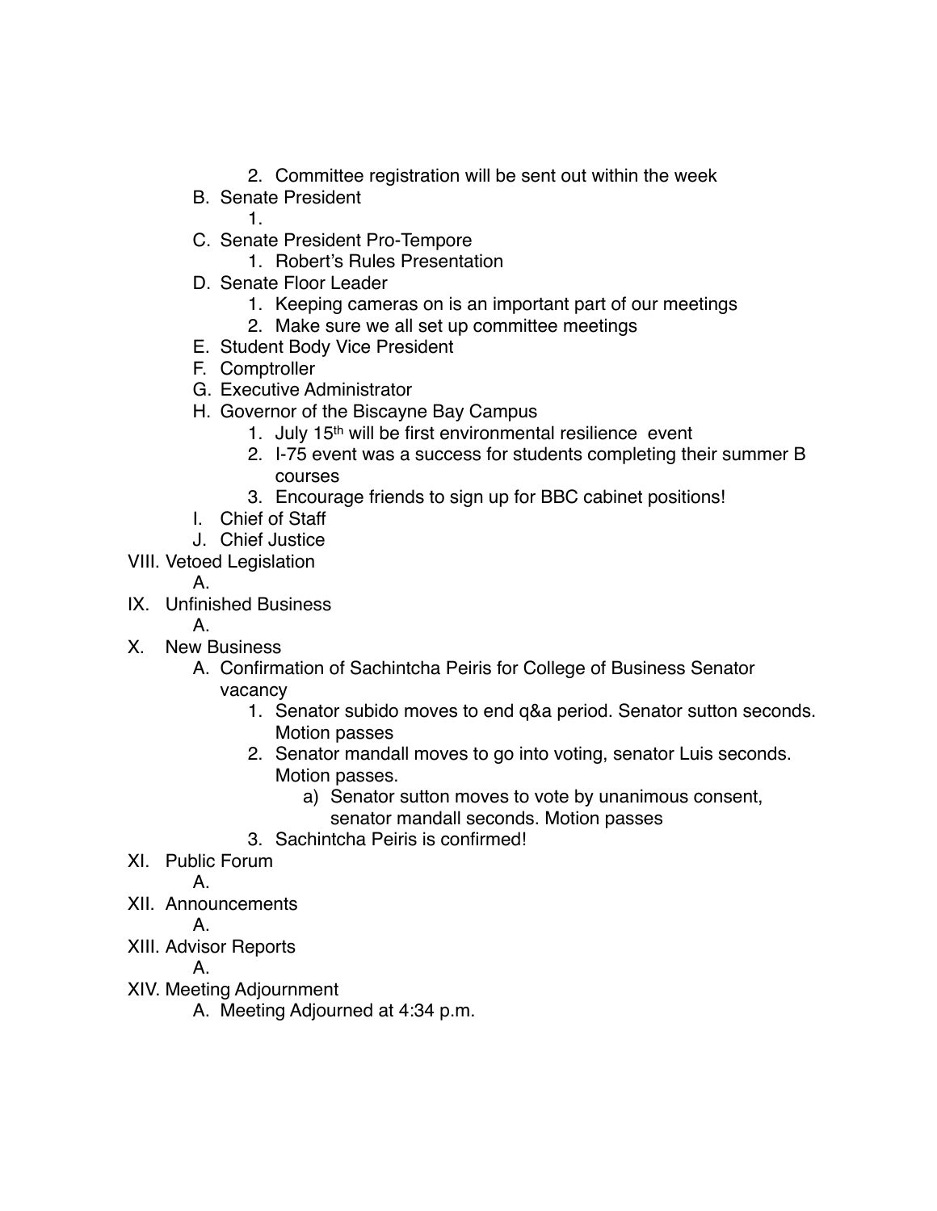2. Committee registration will be sent out within the week

B. Senate President

   1.

C. Senate President Pro-Tempore

   1. Robert's Rules Presentation

D. Senate Floor Leader

   1. Keeping cameras on is an important part of our meetings
   2. Make sure we all set up committee meetings

E. Student Body Vice President

F. Comptroller

G. Executive Administrator

H. Governor of the Biscayne Bay Campus

   1. July 15th will be first environmental resilience event
   2. I-75 event was a success for students completing their summer B courses
   3. Encourage friends to sign up for BBC cabinet positions!

I. Chief of Staff

J. Chief Justice

VIII. Vetoed Legislation

A.

IX. Unfinished Business

A.

X. New Business

A. Confirmation of Sachintcha Peiris for College of Business Senator vacancy

   1. Senator subido moves to end q&a period. Senator sutton seconds. Motion passes
   2. Senator mandall moves to go into voting, senator Luis seconds. Motion passes.
      a) Senator sutton moves to vote by unanimous consent, senator mandall seconds. Motion passes
   3. Sachintcha Peiris is confirmed!

XI. Public Forum

A.

XII. Announcements

A.

XIII. Advisor Reports

A.

XIV. Meeting Adjournment

A. Meeting Adjourned at 4:34 p.m.